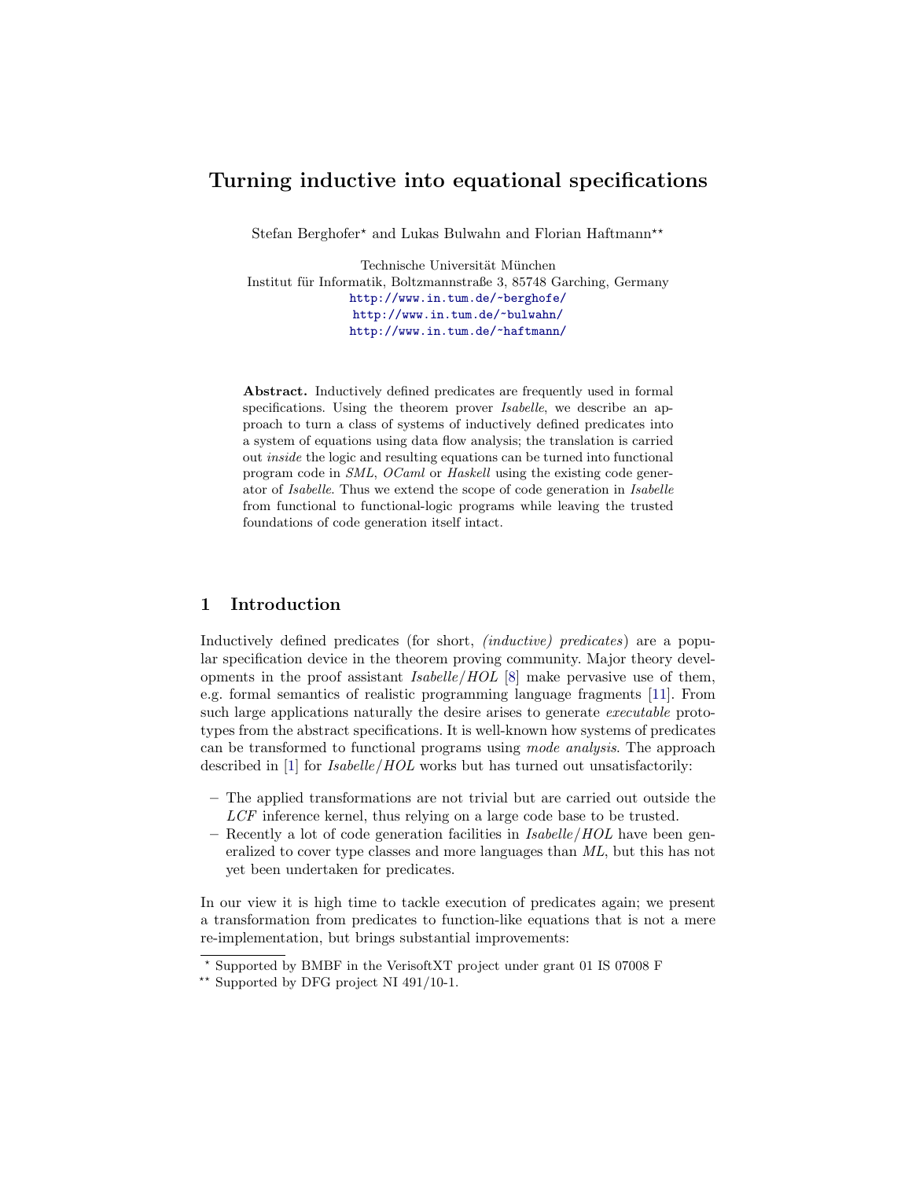# Turning inductive into equational specifications

Stefan Berghofer* and Lukas Bulwahn and Florian Haftmann**

Technische Universität München
Institut für Informatik, Boltzmannstraße 3, 85748 Garching, Germany
http://www.in.tum.de/~berghofe/
http://www.in.tum.de/~bulwahn/
http://www.in.tum.de/~haftmann/

**Abstract.** Inductively defined predicates are frequently used in formal specifications. Using the theorem prover *Isabelle*, we describe an approach to turn a class of systems of inductively defined predicates into a system of equations using data flow analysis; the translation is carried out *inside* the logic and resulting equations can be turned into functional program code in *SML*, *OCaml* or *Haskell* using the existing code generator of *Isabelle*. Thus we extend the scope of code generation in *Isabelle* from functional to functional-logic programs while leaving the trusted foundations of code generation itself intact.

## 1 Introduction

Inductively defined predicates (for short, *(inductive) predicates*) are a popular specification device in the theorem proving community. Major theory developments in the proof assistant *Isabelle/HOL* [8] make pervasive use of them, e.g. formal semantics of realistic programming language fragments [11]. From such large applications naturally the desire arises to generate *executable* prototypes from the abstract specifications. It is well-known how systems of predicates can be transformed to functional programs using *mode analysis*. The approach described in [1] for *Isabelle/HOL* works but has turned out unsatisfactorily:

- The applied transformations are not trivial but are carried out outside the *LCF* inference kernel, thus relying on a large code base to be trusted.
- Recently a lot of code generation facilities in *Isabelle/HOL* have been generalized to cover type classes and more languages than *ML*, but this has not yet been undertaken for predicates.

In our view it is high time to tackle execution of predicates again; we present a transformation from predicates to function-like equations that is not a mere re-implementation, but brings substantial improvements:

* Supported by BMBF in the VerisoftXT project under grant 01 IS 07008 F

** Supported by DFG project NI 491/10-1.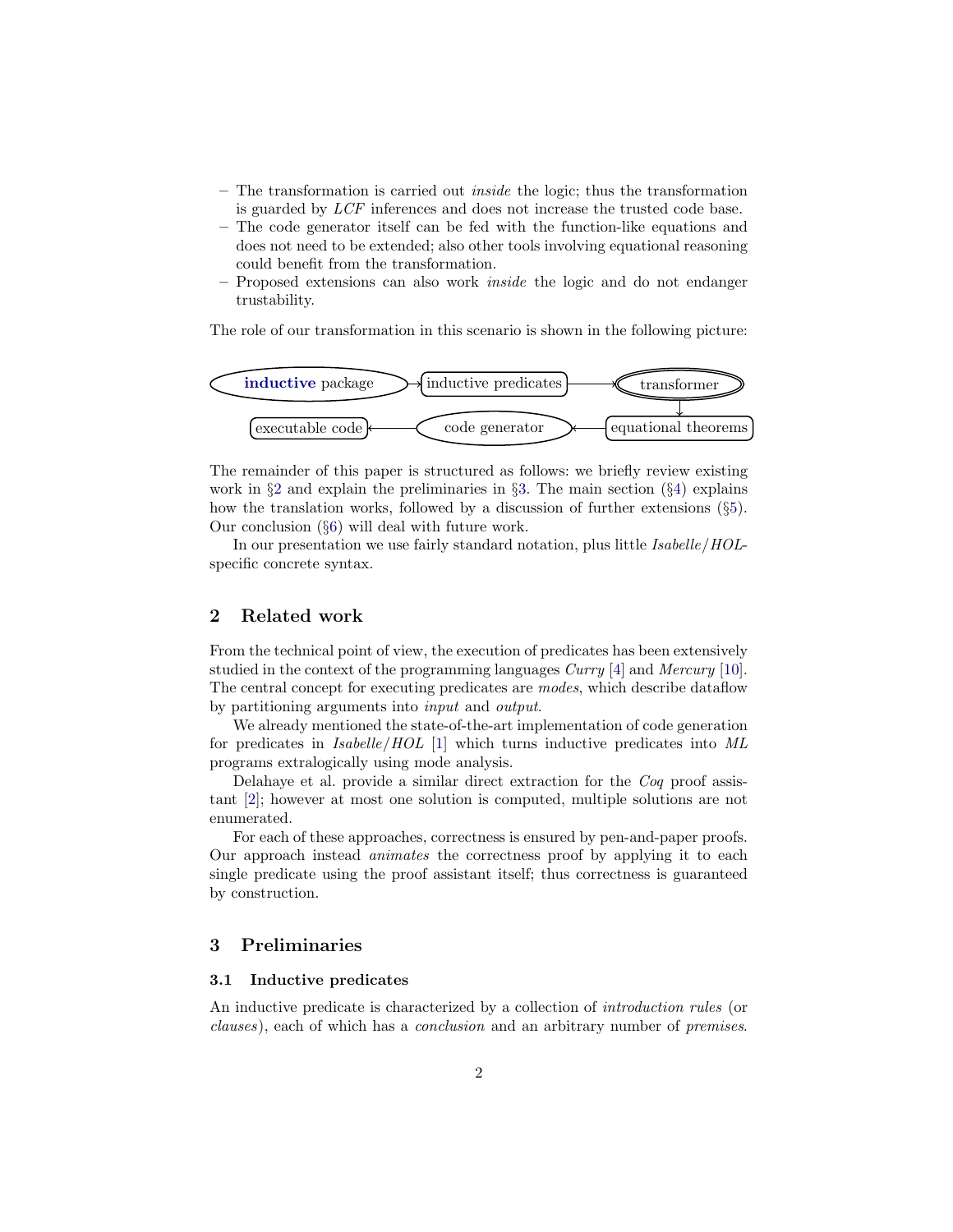- The transformation is carried out *inside* the logic; thus the transformation is guarded by *LCF* inferences and does not increase the trusted code base.
- The code generator itself can be fed with the function-like equations and does not need to be extended; also other tools involving equational reasoning could benefit from the transformation.
- Proposed extensions can also work *inside* the logic and do not endanger trustability.

The role of our transformation in this scenario is shown in the following picture:

```
(inductive package) → [inductive predicates] → ((transformer))
                                                      ↓
[executable code] ← (code generator) ← [equational theorems]
```

The remainder of this paper is structured as follows: we briefly review existing work in §2 and explain the preliminaries in §3. The main section (§4) explains how the translation works, followed by a discussion of further extensions (§5). Our conclusion (§6) will deal with future work.

In our presentation we use fairly standard notation, plus little *Isabelle/HOL*-specific concrete syntax.

## 2 Related work

From the technical point of view, the execution of predicates has been extensively studied in the context of the programming languages *Curry* [4] and *Mercury* [10]. The central concept for executing predicates are *modes*, which describe dataflow by partitioning arguments into *input* and *output*.

We already mentioned the state-of-the-art implementation of code generation for predicates in *Isabelle/HOL* [1] which turns inductive predicates into *ML* programs extralogically using mode analysis.

Delahaye et al. provide a similar direct extraction for the *Coq* proof assistant [2]; however at most one solution is computed, multiple solutions are not enumerated.

For each of these approaches, correctness is ensured by pen-and-paper proofs. Our approach instead *animates* the correctness proof by applying it to each single predicate using the proof assistant itself; thus correctness is guaranteed by construction.

## 3 Preliminaries

### 3.1 Inductive predicates

An inductive predicate is characterized by a collection of *introduction rules* (or *clauses*), each of which has a *conclusion* and an arbitrary number of *premises*.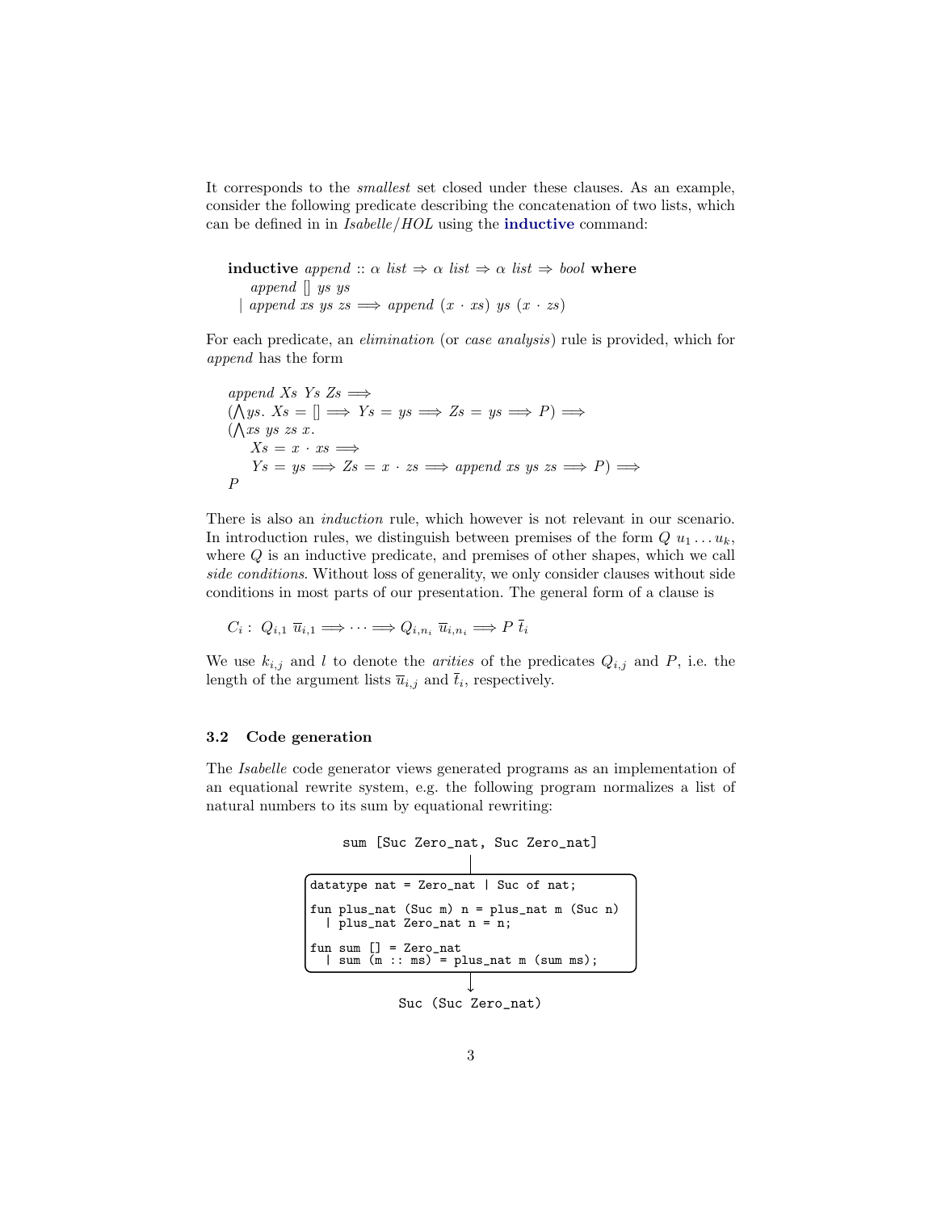It corresponds to the *smallest* set closed under these clauses. As an example, consider the following predicate describing the concatenation of two lists, which can be defined in in *Isabelle/HOL* using the **inductive** command:

$$
\begin{array}{l}
\textbf{inductive}\ \mathit{append} :: \alpha\ \mathit{list} \Rightarrow \alpha\ \mathit{list} \Rightarrow \alpha\ \mathit{list} \Rightarrow \mathit{bool}\ \textbf{where} \\
\quad \mathit{append}\ []\ \mathit{ys}\ \mathit{ys} \\
\mid \mathit{append}\ \mathit{xs}\ \mathit{ys}\ \mathit{zs} \Longrightarrow \mathit{append}\ (x \cdot \mathit{xs})\ \mathit{ys}\ (x \cdot \mathit{zs})
\end{array}
$$

For each predicate, an *elimination* (or *case analysis*) rule is provided, which for *append* has the form

$$
\begin{array}{l}
\mathit{append}\ \mathit{Xs}\ \mathit{Ys}\ \mathit{Zs} \Longrightarrow \\
(\bigwedge \mathit{ys}.\ \mathit{Xs} = [] \Longrightarrow \mathit{Ys} = \mathit{ys} \Longrightarrow \mathit{Zs} = \mathit{ys} \Longrightarrow P) \Longrightarrow \\
(\bigwedge \mathit{xs}\ \mathit{ys}\ \mathit{zs}\ x. \\
\quad \mathit{Xs} = x \cdot \mathit{xs} \Longrightarrow \\
\quad \mathit{Ys} = \mathit{ys} \Longrightarrow \mathit{Zs} = x \cdot \mathit{zs} \Longrightarrow \mathit{append}\ \mathit{xs}\ \mathit{ys}\ \mathit{zs} \Longrightarrow P) \Longrightarrow \\
P
\end{array}
$$

There is also an *induction* rule, which however is not relevant in our scenario. In introduction rules, we distinguish between premises of the form $Q\ u_1 \ldots u_k$, where $Q$ is an inductive predicate, and premises of other shapes, which we call *side conditions*. Without loss of generality, we only consider clauses without side conditions in most parts of our presentation. The general form of a clause is

$$
C_i :\ Q_{i,1}\ \overline{u}_{i,1} \Longrightarrow \cdots \Longrightarrow Q_{i,n_i}\ \overline{u}_{i,n_i} \Longrightarrow P\ \overline{t}_i
$$

We use $k_{i,j}$ and $l$ to denote the *arities* of the predicates $Q_{i,j}$ and $P$, i.e. the length of the argument lists $\overline{u}_{i,j}$ and $\overline{t}_i$, respectively.

### 3.2 Code generation

The *Isabelle* code generator views generated programs as an implementation of an equational rewrite system, e.g. the following program normalizes a list of natural numbers to its sum by equational rewriting:

```
sum [Suc Zero_nat, Suc Zero_nat]
```

```
datatype nat = Zero_nat | Suc of nat;

fun plus_nat (Suc m) n = plus_nat m (Suc n)
  | plus_nat Zero_nat n = n;

fun sum [] = Zero_nat
  | sum (m :: ms) = plus_nat m (sum ms);
```

```
Suc (Suc Zero_nat)
```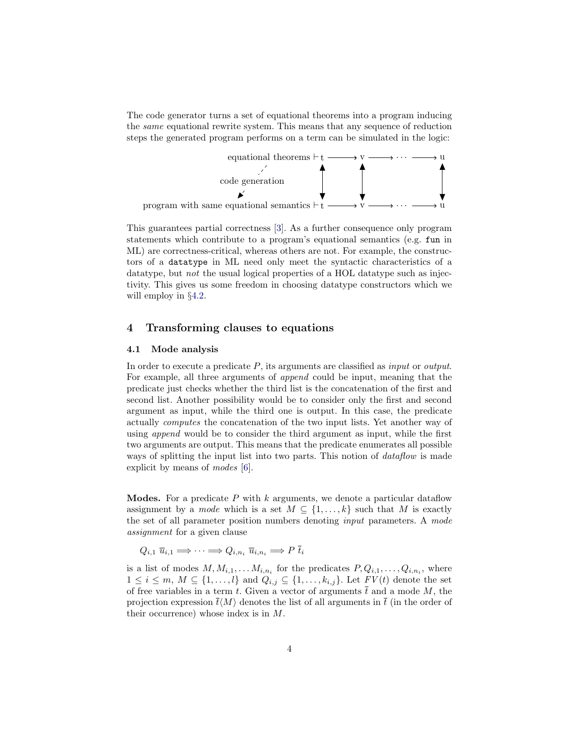The code generator turns a set of equational theorems into a program inducing the *same* equational rewrite system. This means that any sequence of reduction steps the generated program performs on a term can be simulated in the logic:

$$
\begin{array}{rcccccccc}
\text{equational theorems} \vdash \mathrm{t} & \longrightarrow & \mathrm{v} & \longrightarrow & \cdots & \longrightarrow & \mathrm{u} \\
\text{code generation} \quad \updownarrow & & \updownarrow & & & & \updownarrow \\
\text{program with same equational semantics} \vdash \mathrm{t} & \longrightarrow & \mathrm{v} & \longrightarrow & \cdots & \longrightarrow & \mathrm{u}
\end{array}
$$

This guarantees partial correctness [3]. As a further consequence only program statements which contribute to a program's equational semantics (e.g. `fun` in ML) are correctness-critical, whereas others are not. For example, the constructors of a `datatype` in ML need only meet the syntactic characteristics of a datatype, but *not* the usual logical properties of a HOL datatype such as injectivity. This gives us some freedom in choosing datatype constructors which we will employ in §4.2.

## 4 Transforming clauses to equations

### 4.1 Mode analysis

In order to execute a predicate $P$, its arguments are classified as *input* or *output*. For example, all three arguments of *append* could be input, meaning that the predicate just checks whether the third list is the concatenation of the first and second list. Another possibility would be to consider only the first and second argument as input, while the third one is output. In this case, the predicate actually *computes* the concatenation of the two input lists. Yet another way of using *append* would be to consider the third argument as input, while the first two arguments are output. This means that the predicate enumerates all possible ways of splitting the input list into two parts. This notion of *dataflow* is made explicit by means of *modes* [6].

**Modes.** For a predicate $P$ with $k$ arguments, we denote a particular dataflow assignment by a *mode* which is a set $M \subseteq \{1, \ldots, k\}$ such that $M$ is exactly the set of all parameter position numbers denoting *input* parameters. A *mode assignment* for a given clause

$$Q_{i,1}\ \overline{u}_{i,1} \Longrightarrow \cdots \Longrightarrow Q_{i,n_i}\ \overline{u}_{i,n_i} \Longrightarrow P\ \overline{t}_i$$

is a list of modes $M, M_{i,1}, \ldots M_{i,n_i}$ for the predicates $P, Q_{i,1}, \ldots, Q_{i,n_i}$, where $1 \le i \le m$, $M \subseteq \{1, \ldots, l\}$ and $Q_{i,j} \subseteq \{1, \ldots, k_{i,j}\}$. Let $FV(t)$ denote the set of free variables in a term $t$. Given a vector of arguments $\overline{t}$ and a mode $M$, the projection expression $\overline{t}\langle M\rangle$ denotes the list of all arguments in $\overline{t}$ (in the order of their occurrence) whose index is in $M$.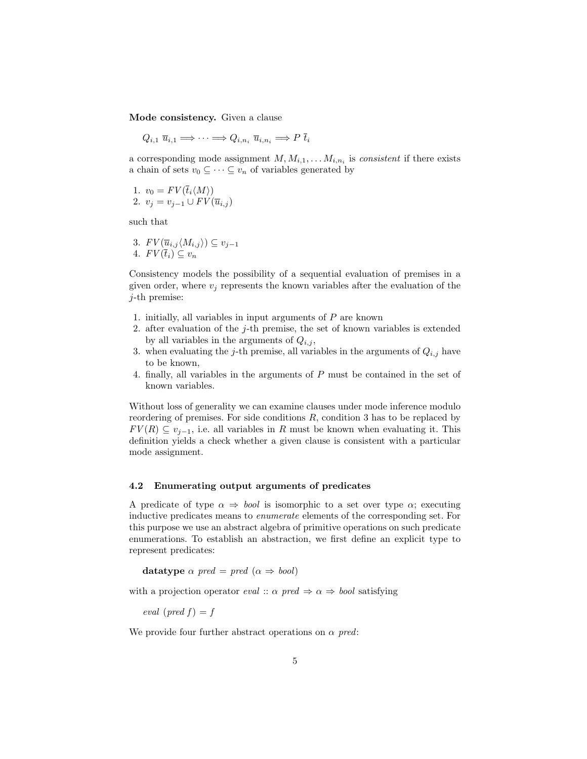**Mode consistency.** Given a clause

$$Q_{i,1}\ \overline{u}_{i,1} \Longrightarrow \cdots \Longrightarrow Q_{i,n_i}\ \overline{u}_{i,n_i} \Longrightarrow P\ \overline{t}_i$$

a corresponding mode assignment $M, M_{i,1}, \ldots M_{i,n_i}$ is *consistent* if there exists a chain of sets $v_0 \subseteq \cdots \subseteq v_n$ of variables generated by

1. $v_0 = FV(\overline{t}_i\langle M\rangle)$
2. $v_j = v_{j-1} \cup FV(\overline{u}_{i,j})$

such that

3. $FV(\overline{u}_{i,j}\langle M_{i,j}\rangle) \subseteq v_{j-1}$
4. $FV(\overline{t}_i) \subseteq v_n$

Consistency models the possibility of a sequential evaluation of premises in a given order, where $v_j$ represents the known variables after the evaluation of the $j$-th premise:

1. initially, all variables in input arguments of $P$ are known
2. after evaluation of the $j$-th premise, the set of known variables is extended by all variables in the arguments of $Q_{i,j}$,
3. when evaluating the $j$-th premise, all variables in the arguments of $Q_{i,j}$ have to be known,
4. finally, all variables in the arguments of $P$ must be contained in the set of known variables.

Without loss of generality we can examine clauses under mode inference modulo reordering of premises. For side conditions $R$, condition 3 has to be replaced by $FV(R) \subseteq v_{j-1}$, i.e. all variables in $R$ must be known when evaluating it. This definition yields a check whether a given clause is consistent with a particular mode assignment.

### 4.2 Enumerating output arguments of predicates

A predicate of type $\alpha \Rightarrow bool$ is isomorphic to a set over type $\alpha$; executing inductive predicates means to *enumerate* elements of the corresponding set. For this purpose we use an abstract algebra of primitive operations on such predicate enumerations. To establish an abstraction, we first define an explicit type to represent predicates:

**datatype** $\alpha$ *pred* = *pred* ($\alpha \Rightarrow bool$)

with a projection operator *eval* :: $\alpha$ *pred* $\Rightarrow \alpha \Rightarrow bool$ satisfying

*eval* (*pred* $f$) = $f$

We provide four further abstract operations on $\alpha$ *pred*: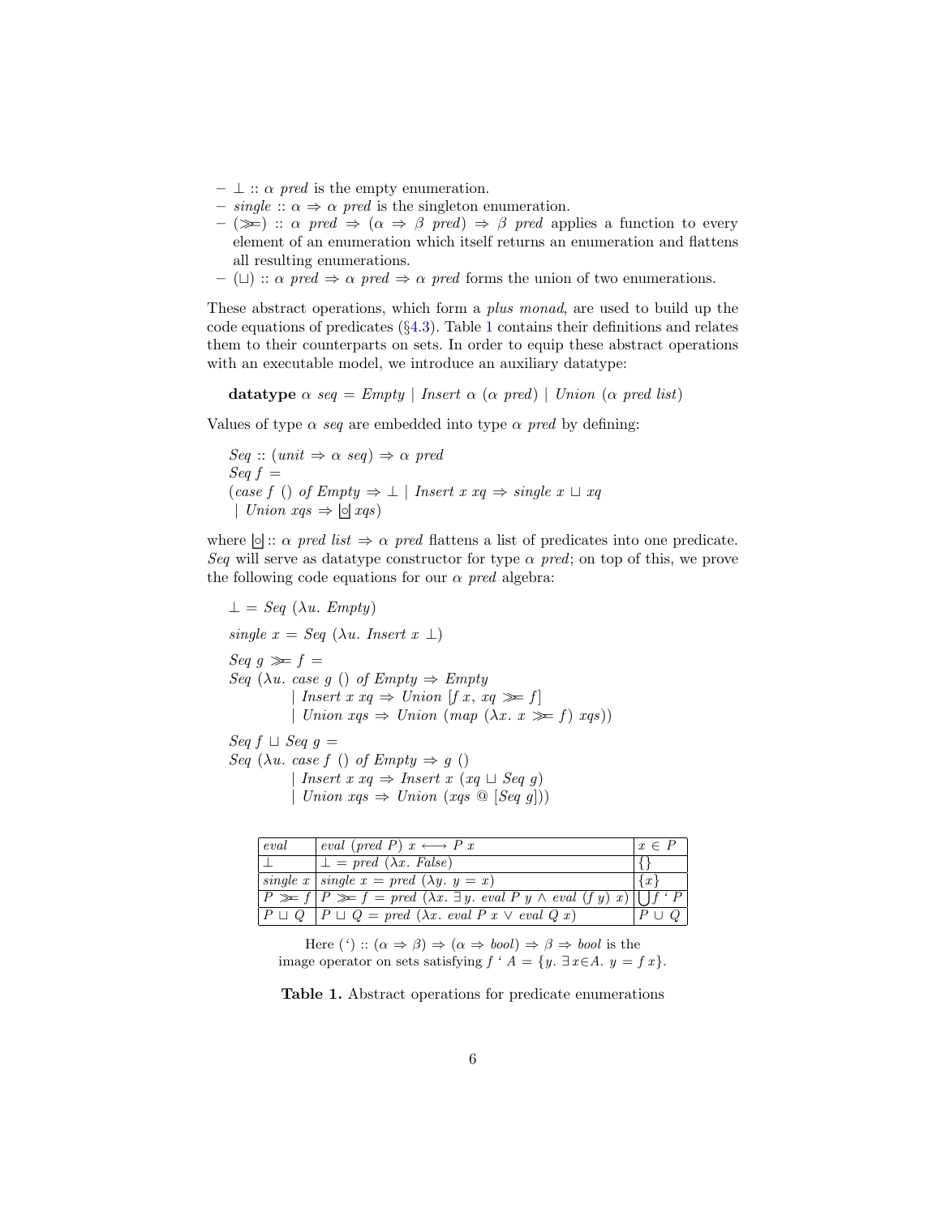- $\bot :: \alpha\ pred$ is the empty enumeration.
- $single :: \alpha \Rightarrow \alpha\ pred$ is the singleton enumeration.
- $(\ggg\!=) :: \alpha\ pred \Rightarrow (\alpha \Rightarrow \beta\ pred) \Rightarrow \beta\ pred$ applies a function to every element of an enumeration which itself returns an enumeration and flattens all resulting enumerations.
- $(\sqcup) :: \alpha\ pred \Rightarrow \alpha\ pred \Rightarrow \alpha\ pred$ forms the union of two enumerations.

These abstract operations, which form a *plus monad*, are used to build up the code equations of predicates (§4.3). Table 1 contains their definitions and relates them to their counterparts on sets. In order to equip these abstract operations with an executable model, we introduce an auxiliary datatype:

**datatype** $\alpha\ seq = Empty \mid Insert\ \alpha\ (\alpha\ pred) \mid Union\ (\alpha\ pred\ list)$

Values of type $\alpha\ seq$ are embedded into type $\alpha\ pred$ by defining:

$$
\begin{array}{l}
Seq :: (unit \Rightarrow \alpha\ seq) \Rightarrow \alpha\ pred \\
Seq\ f = \\
(case\ f\ ()\ of\ Empty \Rightarrow \bot \mid Insert\ x\ xq \Rightarrow single\ x \sqcup xq \\
\ \mid Union\ xqs \Rightarrow \boxed{\circ}\ xqs)
\end{array}
$$

where $\boxed{\circ} :: \alpha\ pred\ list \Rightarrow \alpha\ pred$ flattens a list of predicates into one predicate. *Seq* will serve as datatype constructor for type $\alpha\ pred$; on top of this, we prove the following code equations for our $\alpha\ pred$ algebra:

$$\bot = Seq\ (\lambda u.\ Empty)$$

$$single\ x = Seq\ (\lambda u.\ Insert\ x\ \bot)$$

$$
\begin{array}{l}
Seq\ g \ggg\!= f = \\
Seq\ (\lambda u.\ case\ g\ ()\ of\ Empty \Rightarrow Empty \\
\qquad\qquad \mid Insert\ x\ xq \Rightarrow Union\ [f\ x,\ xq \ggg\!= f] \\
\qquad\qquad \mid Union\ xqs \Rightarrow Union\ (map\ (\lambda x.\ x \ggg\!= f)\ xqs))
\end{array}
$$

$$
\begin{array}{l}
Seq\ f \sqcup Seq\ g = \\
Seq\ (\lambda u.\ case\ f\ ()\ of\ Empty \Rightarrow g\ () \\
\qquad\qquad \mid Insert\ x\ xq \Rightarrow Insert\ x\ (xq \sqcup Seq\ g) \\
\qquad\qquad \mid Union\ xqs \Rightarrow Union\ (xqs\ @\ [Seq\ g]))
\end{array}
$$

| | | |
|---|---|---|
| *eval* | $eval\ (pred\ P)\ x \longleftrightarrow P\ x$ | $x \in P$ |
| $\bot$ | $\bot = pred\ (\lambda x.\ False)$ | $\{\}$ |
| $single\ x$ | $single\ x = pred\ (\lambda y.\ y = x)$ | $\{x\}$ |
| $P \ggg\!= f$ | $P \ggg\!= f = pred\ (\lambda x.\ \exists y.\ eval\ P\ y \wedge eval\ (f\ y)\ x)$ | $\bigcup f\ `\ P$ |
| $P \sqcup Q$ | $P \sqcup Q = pred\ (\lambda x.\ eval\ P\ x \vee eval\ Q\ x)$ | $P \cup Q$ |

Here $(`) :: (\alpha \Rightarrow \beta) \Rightarrow (\alpha \Rightarrow bool) \Rightarrow \beta \Rightarrow bool$ is the image operator on sets satisfying $f\ `\ A = \{y.\ \exists x{\in}A.\ y = f\ x\}$.

**Table 1.** Abstract operations for predicate enumerations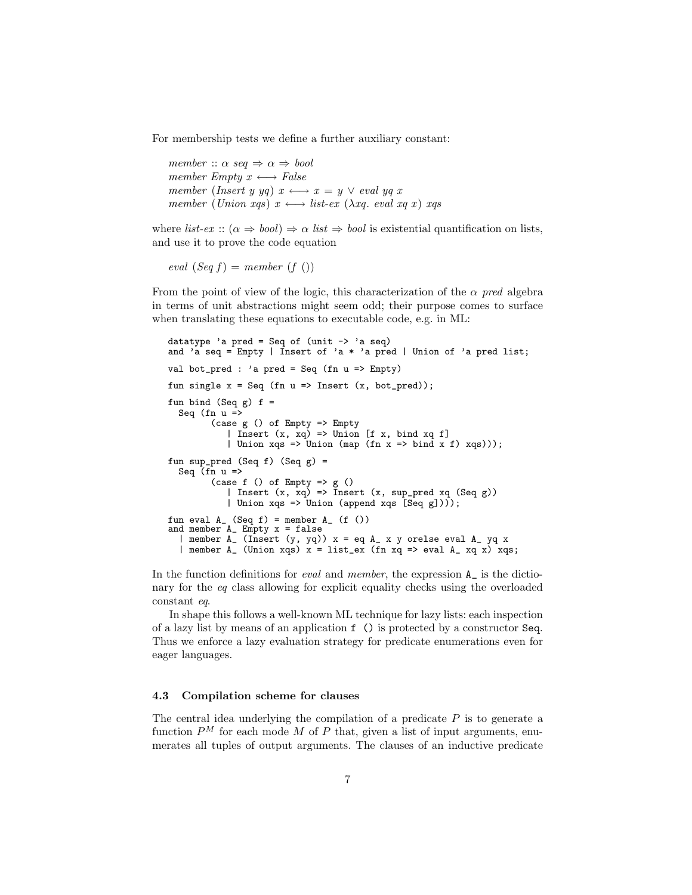For membership tests we define a further auxiliary constant:

$$
\begin{aligned}
&\textit{member} :: \alpha\ \textit{seq} \Rightarrow \alpha \Rightarrow \textit{bool} \\
&\textit{member Empty } x \longleftrightarrow \textit{False} \\
&\textit{member } (\textit{Insert } y\ yq)\ x \longleftrightarrow x = y \lor \textit{eval } yq\ x \\
&\textit{member } (\textit{Union } xqs)\ x \longleftrightarrow \textit{list-ex } (\lambda xq.\ \textit{eval } xq\ x)\ xqs
\end{aligned}
$$

where *list-ex* :: $(\alpha \Rightarrow \textit{bool}) \Rightarrow \alpha\ \textit{list} \Rightarrow \textit{bool}$ is existential quantification on lists, and use it to prove the code equation

$$\textit{eval } (\textit{Seq } f) = \textit{member } (f\ ())$$

From the point of view of the logic, this characterization of the $\alpha$ *pred* algebra in terms of unit abstractions might seem odd; their purpose comes to surface when translating these equations to executable code, e.g. in ML:

```
datatype 'a pred = Seq of (unit -> 'a seq)
and 'a seq = Empty | Insert of 'a * 'a pred | Union of 'a pred list;

val bot_pred : 'a pred = Seq (fn u => Empty)

fun single x = Seq (fn u => Insert (x, bot_pred));

fun bind (Seq g) f =
  Seq (fn u =>
        (case g () of Empty => Empty
           | Insert (x, xq) => Union [f x, bind xq f]
           | Union xqs => Union (map (fn x => bind x f) xqs)));

fun sup_pred (Seq f) (Seq g) =
  Seq (fn u =>
        (case f () of Empty => g ()
           | Insert (x, xq) => Insert (x, sup_pred xq (Seq g))
           | Union xqs => Union (append xqs [Seq g])));

fun eval A_ (Seq f) = member A_ (f ())
and member A_ Empty x = false
  | member A_ (Insert (y, yq)) x = eq A_ x y orelse eval A_ yq x
  | member A_ (Union xqs) x = list_ex (fn xq => eval A_ xq x) xqs;
```

In the function definitions for *eval* and *member*, the expression `A_` is the dictionary for the *eq* class allowing for explicit equality checks using the overloaded constant *eq*.

In shape this follows a well-known ML technique for lazy lists: each inspection of a lazy list by means of an application `f ()` is protected by a constructor `Seq`. Thus we enforce a lazy evaluation strategy for predicate enumerations even for eager languages.

### 4.3 Compilation scheme for clauses

The central idea underlying the compilation of a predicate $P$ is to generate a function $P^M$ for each mode $M$ of $P$ that, given a list of input arguments, enumerates all tuples of output arguments. The clauses of an inductive predicate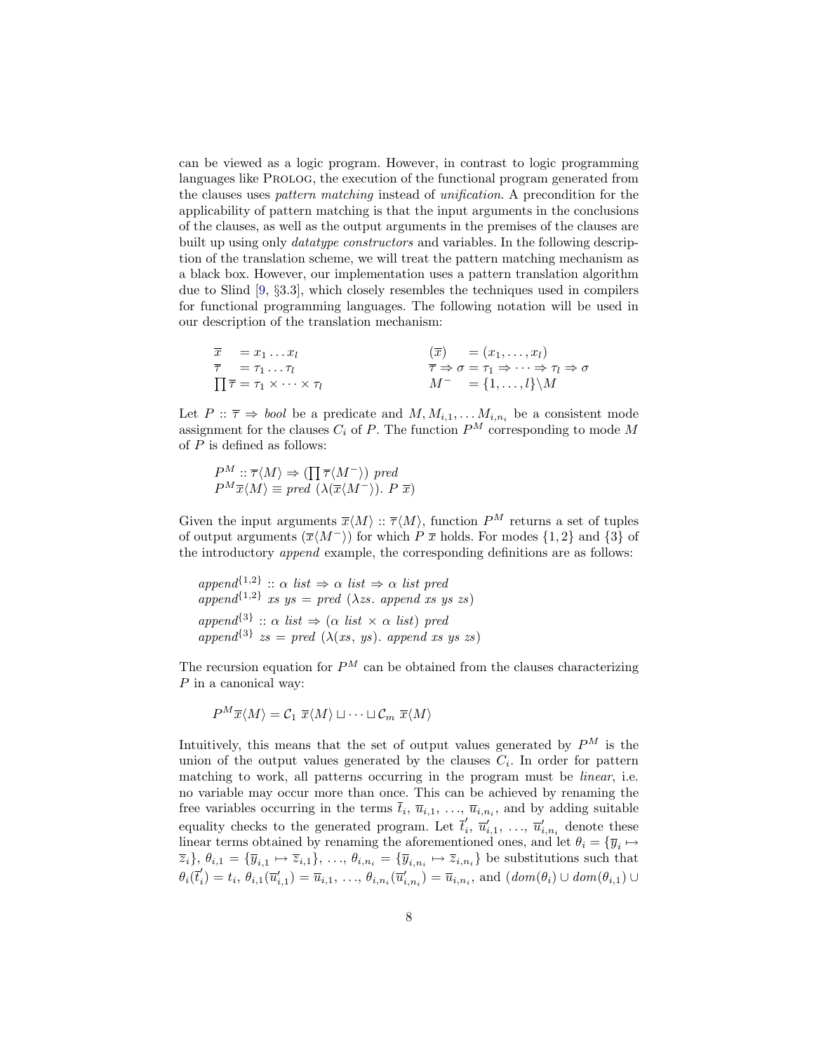can be viewed as a logic program. However, in contrast to logic programming languages like PROLOG, the execution of the functional program generated from the clauses uses *pattern matching* instead of *unification*. A precondition for the applicability of pattern matching is that the input arguments in the conclusions of the clauses, as well as the output arguments in the premises of the clauses are built up using only *datatype constructors* and variables. In the following description of the translation scheme, we will treat the pattern matching mechanism as a black box. However, our implementation uses a pattern translation algorithm due to Slind [9, §3.3], which closely resembles the techniques used in compilers for functional programming languages. The following notation will be used in our description of the translation mechanism:

$$
\begin{array}{llll}
\overline{x} & = x_1 \dots x_l & (\overline{x}) & = (x_1, \dots, x_l) \\
\overline{\tau} & = \tau_1 \dots \tau_l & \overline{\tau} \Rightarrow \sigma & = \tau_1 \Rightarrow \dots \Rightarrow \tau_l \Rightarrow \sigma \\
\prod \overline{\tau} & = \tau_1 \times \dots \times \tau_l & M^- & = \{1, \dots, l\} \backslash M
\end{array}
$$

Let $P :: \overline{\tau} \Rightarrow \mathit{bool}$ be a predicate and $M, M_{i,1}, \dots M_{i,n_i}$ be a consistent mode assignment for the clauses $C_i$ of $P$. The function $P^M$ corresponding to mode $M$ of $P$ is defined as follows:

$$
\begin{array}{l}
P^M :: \overline{\tau}\langle M \rangle \Rightarrow (\prod \overline{\tau}\langle M^- \rangle)\ \mathit{pred} \\
P^M \overline{x}\langle M \rangle \equiv \mathit{pred}\ (\lambda(\overline{x}\langle M^- \rangle).\ P\ \overline{x})
\end{array}
$$

Given the input arguments $\overline{x}\langle M \rangle :: \overline{\tau}\langle M \rangle$, function $P^M$ returns a set of tuples of output arguments $(\overline{x}\langle M^- \rangle)$ for which $P\ \overline{x}$ holds. For modes $\{1, 2\}$ and $\{3\}$ of the introductory *append* example, the corresponding definitions are as follows:

$$
\begin{array}{l}
\mathit{append}^{\{1,2\}} :: \alpha\ \mathit{list} \Rightarrow \alpha\ \mathit{list} \Rightarrow \alpha\ \mathit{list}\ \mathit{pred} \\
\mathit{append}^{\{1,2\}}\ \mathit{xs}\ \mathit{ys} = \mathit{pred}\ (\lambda \mathit{zs}.\ \mathit{append}\ \mathit{xs}\ \mathit{ys}\ \mathit{zs}) \\[4pt]
\mathit{append}^{\{3\}} :: \alpha\ \mathit{list} \Rightarrow (\alpha\ \mathit{list} \times \alpha\ \mathit{list})\ \mathit{pred} \\
\mathit{append}^{\{3\}}\ \mathit{zs} = \mathit{pred}\ (\lambda(\mathit{xs},\ \mathit{ys}).\ \mathit{append}\ \mathit{xs}\ \mathit{ys}\ \mathit{zs})
\end{array}
$$

The recursion equation for $P^M$ can be obtained from the clauses characterizing $P$ in a canonical way:

$$
P^M \overline{x}\langle M \rangle = \mathcal{C}_1\ \overline{x}\langle M \rangle \sqcup \dots \sqcup \mathcal{C}_m\ \overline{x}\langle M \rangle
$$

Intuitively, this means that the set of output values generated by $P^M$ is the union of the output values generated by the clauses $C_i$. In order for pattern matching to work, all patterns occurring in the program must be *linear*, i.e. no variable may occur more than once. This can be achieved by renaming the free variables occurring in the terms $\overline{t}_i$, $\overline{u}_{i,1}$, …, $\overline{u}_{i,n_i}$, and by adding suitable equality checks to the generated program. Let $\overline{t}_i^{\prime}$, $\overline{u}_{i,1}^{\prime}$, …, $\overline{u}_{i,n_i}^{\prime}$ denote these linear terms obtained by renaming the aforementioned ones, and let $\theta_i = \{\overline{y}_i \mapsto \overline{z}_i\}$, $\theta_{i,1} = \{\overline{y}_{i,1} \mapsto \overline{z}_{i,1}\}$, …, $\theta_{i,n_i} = \{\overline{y}_{i,n_i} \mapsto \overline{z}_{i,n_i}\}$ be substitutions such that $\theta_i(\overline{t}_i^{\prime}) = t_i$, $\theta_{i,1}(\overline{u}_{i,1}^{\prime}) = \overline{u}_{i,1}$, …, $\theta_{i,n_i}(\overline{u}_{i,n_i}^{\prime}) = \overline{u}_{i,n_i}$, and $(\mathit{dom}(\theta_i) \cup \mathit{dom}(\theta_{i,1}) \cup$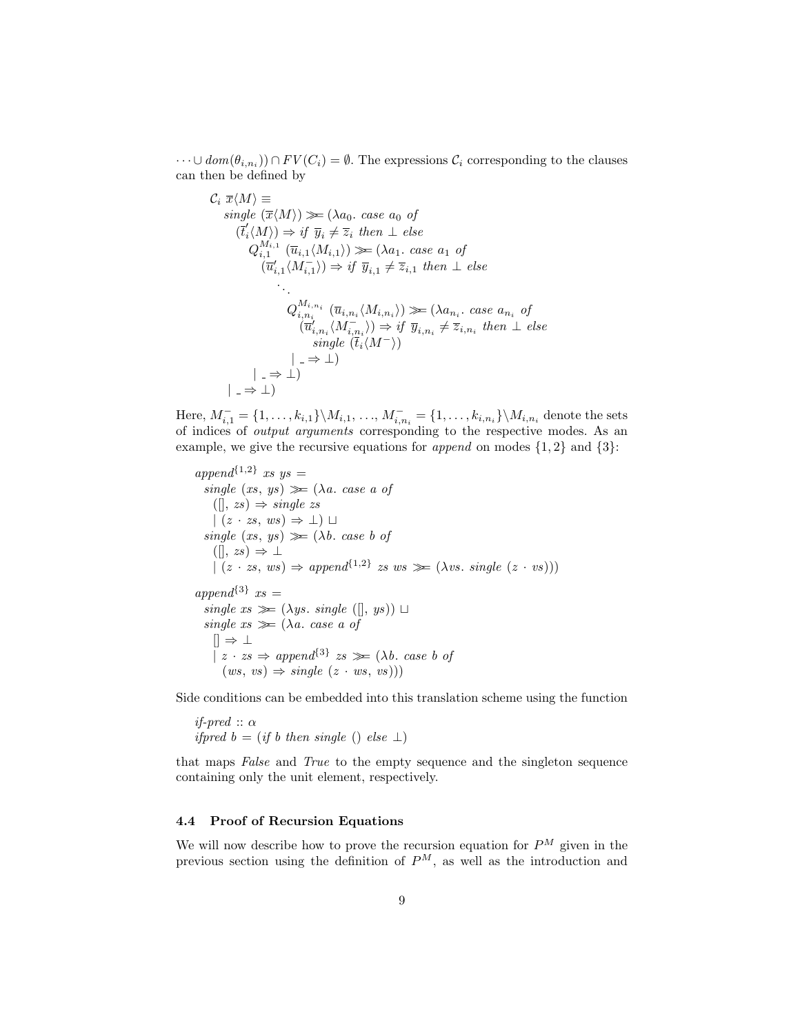$\cdots \cup dom(\theta_{i,n_i})) \cap FV(C_i) = \emptyset$. The expressions $\mathcal{C}_i$ corresponding to the clauses can then be defined by

$$
\begin{array}{l}
\mathcal{C}_i\ \overline{x}\langle M\rangle \equiv \\
\quad \mathit{single}\ (\overline{x}\langle M\rangle) \ggg (\lambda a_0.\ \mathit{case}\ a_0\ \mathit{of} \\
\quad\quad (\overline{t}_i'\langle M\rangle) \Rightarrow \mathit{if}\ \overline{y}_i \neq \overline{z}_i\ \mathit{then}\ \bot\ \mathit{else} \\
\quad\quad\quad Q_{i,1}^{M_{i,1}}\ (\overline{u}_{i,1}\langle M_{i,1}\rangle) \ggg (\lambda a_1.\ \mathit{case}\ a_1\ \mathit{of} \\
\quad\quad\quad\quad (\overline{u}_{i,1}'\langle M_{i,1}^-\rangle) \Rightarrow \mathit{if}\ \overline{y}_{i,1} \neq \overline{z}_{i,1}\ \mathit{then}\ \bot\ \mathit{else} \\
\quad\quad\quad\quad\quad \ddots \\
\quad\quad\quad\quad\quad\quad Q_{i,n_i}^{M_{i,n_i}}\ (\overline{u}_{i,n_i}\langle M_{i,n_i}\rangle) \ggg (\lambda a_{n_i}.\ \mathit{case}\ a_{n_i}\ \mathit{of} \\
\quad\quad\quad\quad\quad\quad\quad (\overline{u}_{i,n_i}'\langle M_{i,n_i}^-\rangle) \Rightarrow \mathit{if}\ \overline{y}_{i,n_i} \neq \overline{z}_{i,n_i}\ \mathit{then}\ \bot\ \mathit{else} \\
\quad\quad\quad\quad\quad\quad\quad\quad \mathit{single}\ (\overline{t}_i\langle M^-\rangle) \\
\quad\quad\quad\quad\quad\quad \mid \_ \Rightarrow \bot) \\
\quad\quad\quad \mid \_ \Rightarrow \bot) \\
\quad\quad \mid \_ \Rightarrow \bot)
\end{array}
$$

Here, $M_{i,1}^- = \{1, \ldots, k_{i,1}\} \backslash M_{i,1}, \ldots, M_{i,n_i}^- = \{1, \ldots, k_{i,n_i}\} \backslash M_{i,n_i}$ denote the sets of indices of *output arguments* corresponding to the respective modes. As an example, we give the recursive equations for *append* on modes $\{1, 2\}$ and $\{3\}$:

$$
\begin{array}{l}
\mathit{append}^{\{1,2\}}\ \mathit{xs}\ \mathit{ys} = \\
\quad \mathit{single}\ (\mathit{xs},\ \mathit{ys}) \ggg (\lambda a.\ \mathit{case}\ a\ \mathit{of} \\
\quad\quad ([],\ \mathit{zs}) \Rightarrow \mathit{single}\ \mathit{zs} \\
\quad\quad \mid (z \cdot \mathit{zs},\ \mathit{ws}) \Rightarrow \bot) \sqcup \\
\quad \mathit{single}\ (\mathit{xs},\ \mathit{ys}) \ggg (\lambda b.\ \mathit{case}\ b\ \mathit{of} \\
\quad\quad ([],\ \mathit{zs}) \Rightarrow \bot \\
\quad\quad \mid (z \cdot \mathit{zs},\ \mathit{ws}) \Rightarrow \mathit{append}^{\{1,2\}}\ \mathit{zs}\ \mathit{ws} \ggg (\lambda \mathit{vs}.\ \mathit{single}\ (z \cdot \mathit{vs})))
\end{array}
$$

$$
\begin{array}{l}
\mathit{append}^{\{3\}}\ \mathit{xs} = \\
\quad \mathit{single}\ \mathit{xs} \ggg (\lambda \mathit{ys}.\ \mathit{single}\ ([],\ \mathit{ys})) \sqcup \\
\quad \mathit{single}\ \mathit{xs} \ggg (\lambda a.\ \mathit{case}\ a\ \mathit{of} \\
\quad\quad [] \Rightarrow \bot \\
\quad\quad \mid z \cdot \mathit{zs} \Rightarrow \mathit{append}^{\{3\}}\ \mathit{zs} \ggg (\lambda b.\ \mathit{case}\ b\ \mathit{of} \\
\quad\quad\quad (\mathit{ws},\ \mathit{vs}) \Rightarrow \mathit{single}\ (z \cdot \mathit{ws},\ \mathit{vs})))
\end{array}
$$

Side conditions can be embedded into this translation scheme using the function

$$
\begin{array}{l}
\mathit{if\text{-}pred} :: \alpha \\
\mathit{ifpred}\ b = (\mathit{if}\ b\ \mathit{then}\ \mathit{single}\ ()\ \mathit{else}\ \bot)
\end{array}
$$

that maps *False* and *True* to the empty sequence and the singleton sequence containing only the unit element, respectively.

### 4.4 Proof of Recursion Equations

We will now describe how to prove the recursion equation for $P^M$ given in the previous section using the definition of $P^M$, as well as the introduction and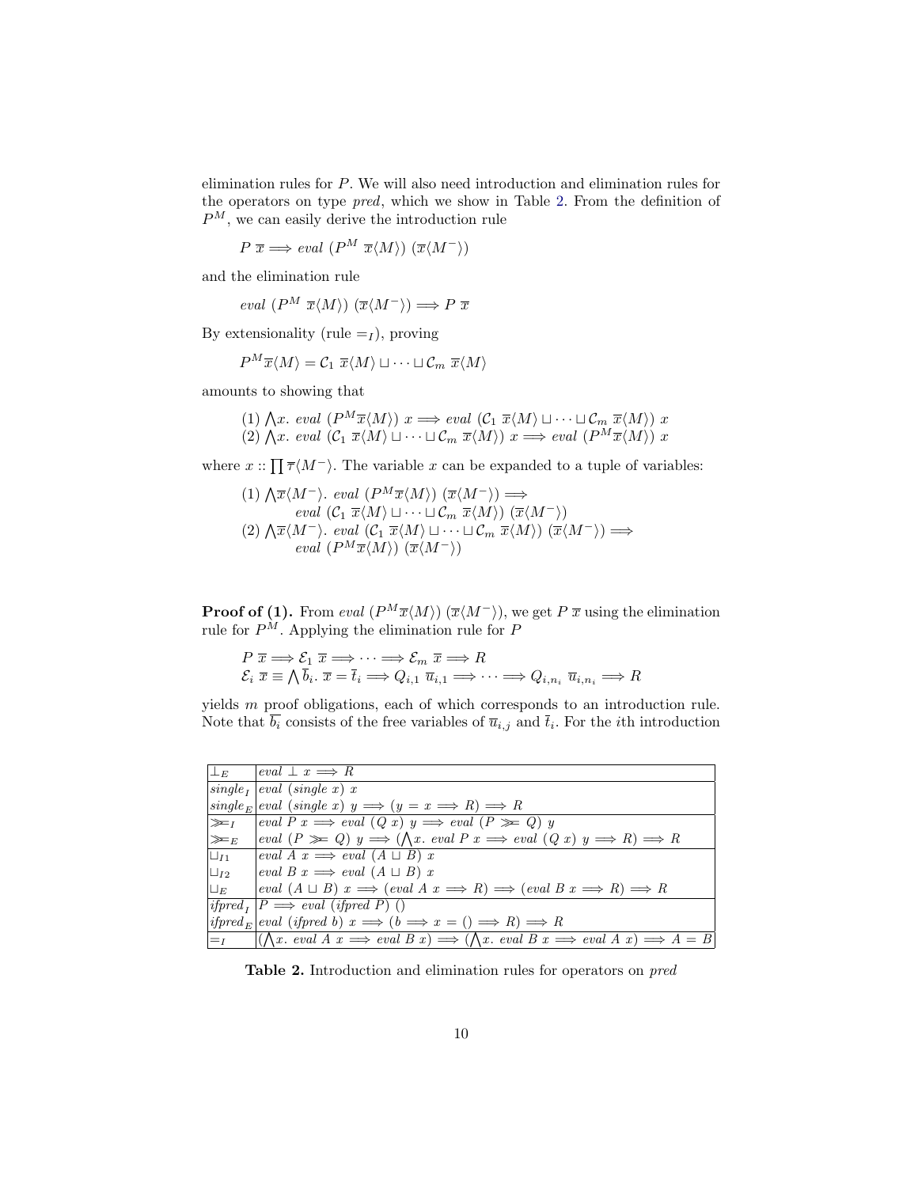elimination rules for $P$. We will also need introduction and elimination rules for the operators on type *pred*, which we show in Table 2. From the definition of $P^M$, we can easily derive the introduction rule

$$P\ \overline{x} \Longrightarrow \mathit{eval}\ (P^M\ \overline{x}\langle M\rangle)\ (\overline{x}\langle M^-\rangle)$$

and the elimination rule

$$\mathit{eval}\ (P^M\ \overline{x}\langle M\rangle)\ (\overline{x}\langle M^-\rangle) \Longrightarrow P\ \overline{x}$$

By extensionality (rule $=_I$), proving

$$P^M \overline{x}\langle M\rangle = \mathcal{C}_1\ \overline{x}\langle M\rangle \sqcup \cdots \sqcup \mathcal{C}_m\ \overline{x}\langle M\rangle$$

amounts to showing that

$$\begin{aligned}
&(1)\ \textstyle\bigwedge x.\ \mathit{eval}\ (P^M \overline{x}\langle M\rangle)\ x \Longrightarrow \mathit{eval}\ (\mathcal{C}_1\ \overline{x}\langle M\rangle \sqcup \cdots \sqcup \mathcal{C}_m\ \overline{x}\langle M\rangle)\ x \\
&(2)\ \textstyle\bigwedge x.\ \mathit{eval}\ (\mathcal{C}_1\ \overline{x}\langle M\rangle \sqcup \cdots \sqcup \mathcal{C}_m\ \overline{x}\langle M\rangle)\ x \Longrightarrow \mathit{eval}\ (P^M \overline{x}\langle M\rangle)\ x
\end{aligned}$$

where $x :: \prod \overline{\tau}\langle M^-\rangle$. The variable $x$ can be expanded to a tuple of variables:

$$\begin{aligned}
&(1)\ \textstyle\bigwedge \overline{x}\langle M^-\rangle.\ \mathit{eval}\ (P^M \overline{x}\langle M\rangle)\ (\overline{x}\langle M^-\rangle) \Longrightarrow \\
&\qquad \mathit{eval}\ (\mathcal{C}_1\ \overline{x}\langle M\rangle \sqcup \cdots \sqcup \mathcal{C}_m\ \overline{x}\langle M\rangle)\ (\overline{x}\langle M^-\rangle) \\
&(2)\ \textstyle\bigwedge \overline{x}\langle M^-\rangle.\ \mathit{eval}\ (\mathcal{C}_1\ \overline{x}\langle M\rangle \sqcup \cdots \sqcup \mathcal{C}_m\ \overline{x}\langle M\rangle)\ (\overline{x}\langle M^-\rangle) \Longrightarrow \\
&\qquad \mathit{eval}\ (P^M \overline{x}\langle M\rangle)\ (\overline{x}\langle M^-\rangle)
\end{aligned}$$

**Proof of (1).** From $\mathit{eval}\ (P^M \overline{x}\langle M\rangle)\ (\overline{x}\langle M^-\rangle)$, we get $P\ \overline{x}$ using the elimination rule for $P^M$. Applying the elimination rule for $P$

$$\begin{aligned}
&P\ \overline{x} \Longrightarrow \mathcal{E}_1\ \overline{x} \Longrightarrow \cdots \Longrightarrow \mathcal{E}_m\ \overline{x} \Longrightarrow R \\
&\mathcal{E}_i\ \overline{x} \equiv \textstyle\bigwedge \overline{b}_i.\ \overline{x} = \overline{t}_i \Longrightarrow Q_{i,1}\ \overline{u}_{i,1} \Longrightarrow \cdots \Longrightarrow Q_{i,n_i}\ \overline{u}_{i,n_i} \Longrightarrow R
\end{aligned}$$

yields $m$ proof obligations, each of which corresponds to an introduction rule. Note that $\overline{b_i}$ consists of the free variables of $\overline{u}_{i,j}$ and $\overline{t}_i$. For the $i$th introduction

| | |
|---|---|
| $\bot_E$ | $\mathit{eval}\ \bot\ x \Longrightarrow R$ |
| $\mathit{single}_I$ | $\mathit{eval}\ (\mathit{single}\ x)\ x$ |
| $\mathit{single}_E$ | $\mathit{eval}\ (\mathit{single}\ x)\ y \Longrightarrow (y = x \Longrightarrow R) \Longrightarrow R$ |
| $\gg\!=_I$ | $\mathit{eval}\ P\ x \Longrightarrow \mathit{eval}\ (Q\ x)\ y \Longrightarrow \mathit{eval}\ (P \gg\!= Q)\ y$ |
| $\gg\!=_E$ | $\mathit{eval}\ (P \gg\!= Q)\ y \Longrightarrow (\bigwedge x.\ \mathit{eval}\ P\ x \Longrightarrow \mathit{eval}\ (Q\ x)\ y \Longrightarrow R) \Longrightarrow R$ |
| $\sqcup_{I1}$ | $\mathit{eval}\ A\ x \Longrightarrow \mathit{eval}\ (A \sqcup B)\ x$ |
| $\sqcup_{I2}$ | $\mathit{eval}\ B\ x \Longrightarrow \mathit{eval}\ (A \sqcup B)\ x$ |
| $\sqcup_E$ | $\mathit{eval}\ (A \sqcup B)\ x \Longrightarrow (\mathit{eval}\ A\ x \Longrightarrow R) \Longrightarrow (\mathit{eval}\ B\ x \Longrightarrow R) \Longrightarrow R$ |
| $\mathit{ifpred}_I$ | $P \Longrightarrow \mathit{eval}\ (\mathit{ifpred}\ P)\ ()$ |
| $\mathit{ifpred}_E$ | $\mathit{eval}\ (\mathit{ifpred}\ b)\ x \Longrightarrow (b \Longrightarrow x = () \Longrightarrow R) \Longrightarrow R$ |
| $=_I$ | $(\bigwedge x.\ \mathit{eval}\ A\ x \Longrightarrow \mathit{eval}\ B\ x) \Longrightarrow (\bigwedge x.\ \mathit{eval}\ B\ x \Longrightarrow \mathit{eval}\ A\ x) \Longrightarrow A = B$ |

**Table 2.** Introduction and elimination rules for operators on *pred*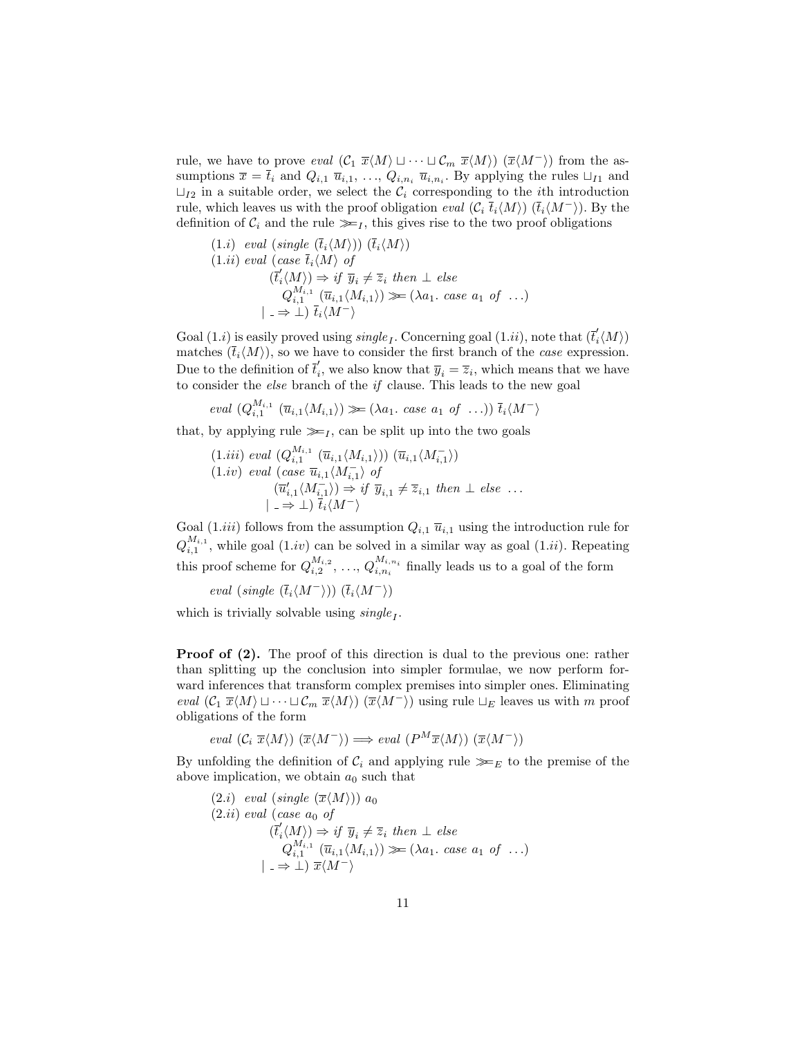rule, we have to prove *eval* $(\mathcal{C}_1\ \overline{x}\langle M\rangle \sqcup \cdots \sqcup \mathcal{C}_m\ \overline{x}\langle M\rangle)\ (\overline{x}\langle M^-\rangle)$ from the assumptions $\overline{x} = \overline{t}_i$ and $Q_{i,1}\ \overline{u}_{i,1}, \ldots, Q_{i,n_i}\ \overline{u}_{i,n_i}$. By applying the rules $\sqcup_{I1}$ and $\sqcup_{I2}$ in a suitable order, we select the $\mathcal{C}_i$ corresponding to the $i$th introduction rule, which leaves us with the proof obligation *eval* $(\mathcal{C}_i\ \overline{t}_i\langle M\rangle)\ (\overline{t}_i\langle M^-\rangle)$. By the definition of $\mathcal{C}_i$ and the rule $\ggg_I$, this gives rise to the two proof obligations

$$
\begin{array}{l}
(1.i)\ \ eval\ (single\ (\overline{t}_i\langle M\rangle))\ (\overline{t}_i\langle M\rangle) \\
(1.ii)\ eval\ (case\ \overline{t}_i\langle M\rangle\ of \\
\qquad\quad (\overline{t}'_i\langle M\rangle) \Rightarrow if\ \overline{y}_i \neq \overline{z}_i\ then\ \bot\ else \\
\qquad\qquad Q_{i,1}^{M_{i,1}}\ (\overline{u}_{i,1}\langle M_{i,1}\rangle) \ggg (\lambda a_1.\ case\ a_1\ of\ \ldots) \\
\qquad\quad \mid \_ \Rightarrow \bot)\ \overline{t}_i\langle M^-\rangle
\end{array}
$$

Goal $(1.i)$ is easily proved using $single_I$. Concerning goal $(1.ii)$, note that $(\overline{t}'_i\langle M\rangle)$ matches $(\overline{t}_i\langle M\rangle)$, so we have to consider the first branch of the *case* expression. Due to the definition of $\overline{t}'_i$, we also know that $\overline{y}_i = \overline{z}_i$, which means that we have to consider the *else* branch of the *if* clause. This leads to the new goal

$$eval\ (Q_{i,1}^{M_{i,1}}\ (\overline{u}_{i,1}\langle M_{i,1}\rangle) \ggg (\lambda a_1.\ case\ a_1\ of\ \ldots))\ \overline{t}_i\langle M^-\rangle$$

that, by applying rule $\ggg_I$, can be split up into the two goals

$$
\begin{array}{l}
(1.iii)\ eval\ (Q_{i,1}^{M_{i,1}}\ (\overline{u}_{i,1}\langle M_{i,1}\rangle))\ (\overline{u}_{i,1}\langle M_{i,1}^-\rangle) \\
(1.iv)\ \ eval\ (case\ \overline{u}_{i,1}\langle M_{i,1}^-\rangle\ of \\
\qquad\quad (\overline{u}'_{i,1}\langle M_{i,1}^-\rangle) \Rightarrow if\ \overline{y}_{i,1} \neq \overline{z}_{i,1}\ then\ \bot\ else\ \ldots \\
\qquad\quad \mid \_ \Rightarrow \bot)\ \overline{t}_i\langle M^-\rangle
\end{array}
$$

Goal $(1.iii)$ follows from the assumption $Q_{i,1}\ \overline{u}_{i,1}$ using the introduction rule for $Q_{i,1}^{M_{i,1}}$, while goal $(1.iv)$ can be solved in a similar way as goal $(1.ii)$. Repeating this proof scheme for $Q_{i,2}^{M_{i,2}}, \ldots, Q_{i,n_i}^{M_{i,n_i}}$ finally leads us to a goal of the form

$$eval\ (single\ (\overline{t}_i\langle M^-\rangle))\ (\overline{t}_i\langle M^-\rangle)$$

which is trivially solvable using $single_I$.

**Proof of (2).** The proof of this direction is dual to the previous one: rather than splitting up the conclusion into simpler formulae, we now perform forward inferences that transform complex premises into simpler ones. Eliminating *eval* $(\mathcal{C}_1\ \overline{x}\langle M\rangle \sqcup \cdots \sqcup \mathcal{C}_m\ \overline{x}\langle M\rangle)\ (\overline{x}\langle M^-\rangle)$ using rule $\sqcup_E$ leaves us with $m$ proof obligations of the form

$$eval\ (\mathcal{C}_i\ \overline{x}\langle M\rangle)\ (\overline{x}\langle M^-\rangle) \Longrightarrow eval\ (P^M \overline{x}\langle M\rangle)\ (\overline{x}\langle M^-\rangle)$$

By unfolding the definition of $\mathcal{C}_i$ and applying rule $\ggg_E$ to the premise of the above implication, we obtain $a_0$ such that

$$
\begin{array}{l}
(2.i)\ \ eval\ (single\ (\overline{x}\langle M\rangle))\ a_0 \\
(2.ii)\ eval\ (case\ a_0\ of \\
\qquad\quad (\overline{t}'_i\langle M\rangle) \Rightarrow if\ \overline{y}_i \neq \overline{z}_i\ then\ \bot\ else \\
\qquad\qquad Q_{i,1}^{M_{i,1}}\ (\overline{u}_{i,1}\langle M_{i,1}\rangle) \ggg (\lambda a_1.\ case\ a_1\ of\ \ldots) \\
\qquad\quad \mid \_ \Rightarrow \bot)\ \overline{x}\langle M^-\rangle
\end{array}
$$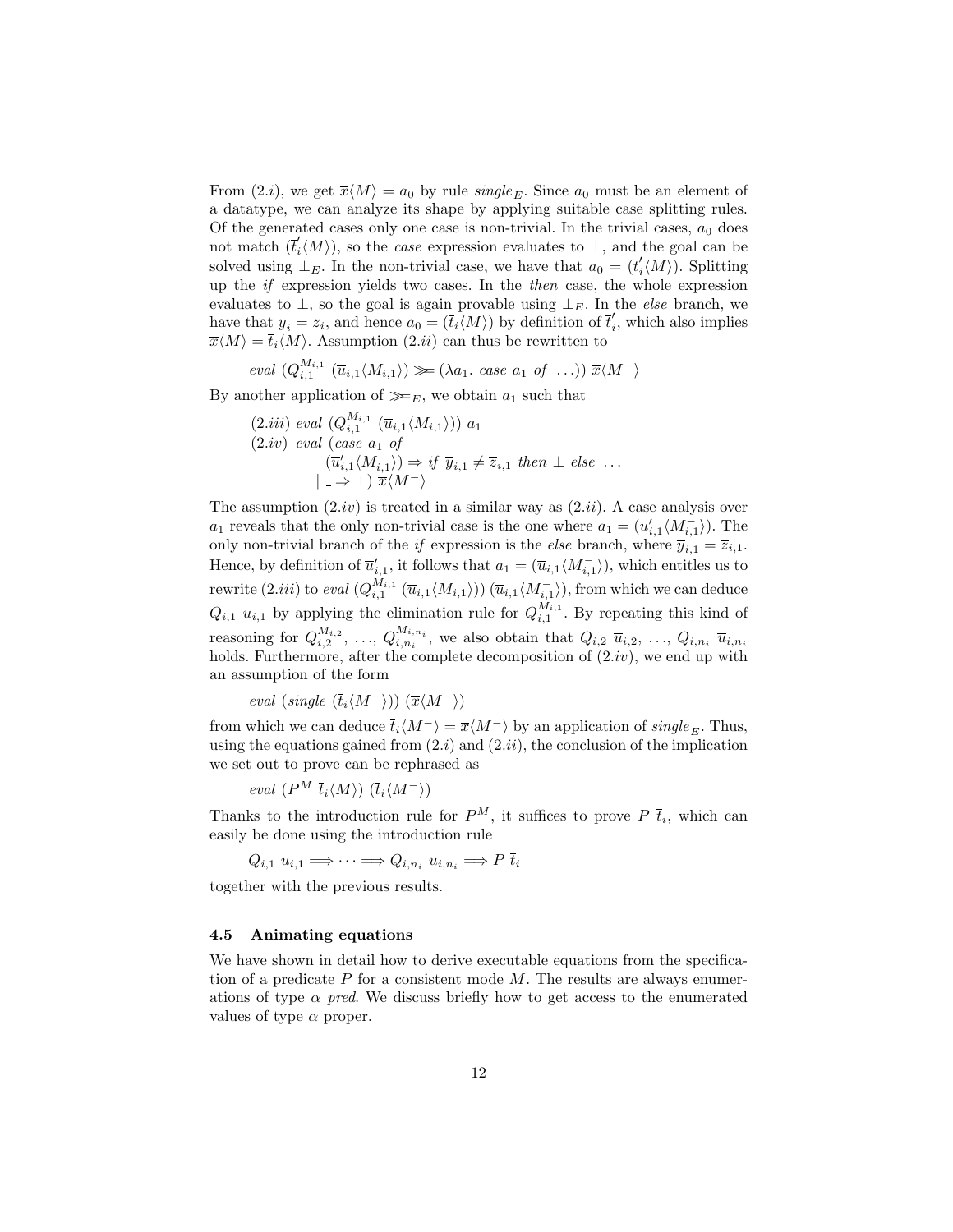From $(2.i)$, we get $\overline{x}\langle M\rangle = a_0$ by rule $single_E$. Since $a_0$ must be an element of a datatype, we can analyze its shape by applying suitable case splitting rules. Of the generated cases only one case is non-trivial. In the trivial cases, $a_0$ does not match $(\overline{t}'_i\langle M\rangle)$, so the *case* expression evaluates to $\bot$, and the goal can be solved using $\bot_E$. In the non-trivial case, we have that $a_0 = (\overline{t}'_i\langle M\rangle)$. Splitting up the *if* expression yields two cases. In the *then* case, the whole expression evaluates to $\bot$, so the goal is again provable using $\bot_E$. In the *else* branch, we have that $\overline{y}_i = \overline{z}_i$, and hence $a_0 = (\overline{t}_i\langle M\rangle)$ by definition of $\overline{t}'_i$, which also implies $\overline{x}\langle M\rangle = \overline{t}_i\langle M\rangle$. Assumption $(2.ii)$ can thus be rewritten to

$$eval\ (Q_{i,1}^{M_{i,1}}\ (\overline{u}_{i,1}\langle M_{i,1}\rangle) \ggg (\lambda a_1.\ case\ a_1\ of\ \ldots))\ \overline{x}\langle M^-\rangle$$

By another application of $\ggg_E$, we obtain $a_1$ such that

$(2.iii)$ $eval\ (Q_{i,1}^{M_{i,1}}\ (\overline{u}_{i,1}\langle M_{i,1}\rangle))\ a_1$
$(2.iv)$ $eval\ (case\ a_1\ of$
$\quad (\overline{u}'_{i,1}\langle M_{i,1}^-\rangle) \Rightarrow if\ \overline{y}_{i,1} \neq \overline{z}_{i,1}\ then\ \bot\ else\ \ldots$
$\quad |\ \_ \Rightarrow \bot)\ \overline{x}\langle M^-\rangle$

The assumption $(2.iv)$ is treated in a similar way as $(2.ii)$. A case analysis over $a_1$ reveals that the only non-trivial case is the one where $a_1 = (\overline{u}'_{i,1}\langle M_{i,1}^-\rangle)$. The only non-trivial branch of the *if* expression is the *else* branch, where $\overline{y}_{i,1} = \overline{z}_{i,1}$. Hence, by definition of $\overline{u}'_{i,1}$, it follows that $a_1 = (\overline{u}_{i,1}\langle M_{i,1}^-\rangle)$, which entitles us to rewrite $(2.iii)$ to $eval\ (Q_{i,1}^{M_{i,1}}\ (\overline{u}_{i,1}\langle M_{i,1}\rangle))\ (\overline{u}_{i,1}\langle M_{i,1}^-\rangle)$, from which we can deduce $Q_{i,1}\ \overline{u}_{i,1}$ by applying the elimination rule for $Q_{i,1}^{M_{i,1}}$. By repeating this kind of reasoning for $Q_{i,2}^{M_{i,2}}, \ldots, Q_{i,n_i}^{M_{i,n_i}}$, we also obtain that $Q_{i,2}\ \overline{u}_{i,2}, \ldots, Q_{i,n_i}\ \overline{u}_{i,n_i}$ holds. Furthermore, after the complete decomposition of $(2.iv)$, we end up with an assumption of the form

$$eval\ (single\ (\overline{t}_i\langle M^-\rangle))\ (\overline{x}\langle M^-\rangle)$$

from which we can deduce $\overline{t}_i\langle M^-\rangle = \overline{x}\langle M^-\rangle$ by an application of $single_E$. Thus, using the equations gained from $(2.i)$ and $(2.ii)$, the conclusion of the implication we set out to prove can be rephrased as

$$eval\ (P^M\ \overline{t}_i\langle M\rangle)\ (\overline{t}_i\langle M^-\rangle)$$

Thanks to the introduction rule for $P^M$, it suffices to prove $P\ \overline{t}_i$, which can easily be done using the introduction rule

$$Q_{i,1}\ \overline{u}_{i,1} \Longrightarrow \cdots \Longrightarrow Q_{i,n_i}\ \overline{u}_{i,n_i} \Longrightarrow P\ \overline{t}_i$$

together with the previous results.

### 4.5 Animating equations

We have shown in detail how to derive executable equations from the specification of a predicate $P$ for a consistent mode $M$. The results are always enumerations of type $\alpha\ pred$. We discuss briefly how to get access to the enumerated values of type $\alpha$ proper.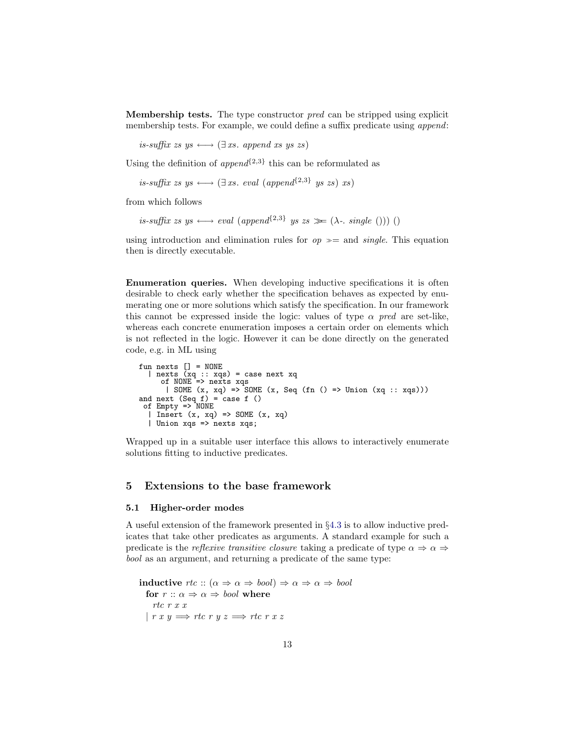**Membership tests.** The type constructor *pred* can be stripped using explicit membership tests. For example, we could define a suffix predicate using *append*:

$$\textit{is-suffix}\ zs\ ys \longleftrightarrow (\exists\, xs.\ \textit{append}\ xs\ ys\ zs)$$

Using the definition of $\textit{append}^{\{2,3\}}$ this can be reformulated as

$$\textit{is-suffix}\ zs\ ys \longleftrightarrow (\exists\, xs.\ \textit{eval}\ (\textit{append}^{\{2,3\}}\ ys\ zs)\ xs)$$

from which follows

$$\textit{is-suffix}\ zs\ ys \longleftrightarrow \textit{eval}\ (\textit{append}^{\{2,3\}}\ ys\ zs \gg\!= (\lambda\text{-}.\ \textit{single}\ ()))\ ()$$

using introduction and elimination rules for *op* $\gg\!=$ and *single*. This equation then is directly executable.

**Enumeration queries.** When developing inductive specifications it is often desirable to check early whether the specification behaves as expected by enumerating one or more solutions which satisfy the specification. In our framework this cannot be expressed inside the logic: values of type $\alpha$ *pred* are set-like, whereas each concrete enumeration imposes a certain order on elements which is not reflected in the logic. However it can be done directly on the generated code, e.g. in ML using

```
fun nexts [] = NONE
  | nexts (xq :: xqs) = case next xq
     of NONE => nexts xqs
      | SOME (x, xq) => SOME (x, Seq (fn () => Union (xq :: xqs)))
and next (Seq f) = case f ()
 of Empty => NONE
  | Insert (x, xq) => SOME (x, xq)
  | Union xqs => nexts xqs;
```

Wrapped up in a suitable user interface this allows to interactively enumerate solutions fitting to inductive predicates.

## 5 Extensions to the base framework

### 5.1 Higher-order modes

A useful extension of the framework presented in §4.3 is to allow inductive predicates that take other predicates as arguments. A standard example for such a predicate is the *reflexive transitive closure* taking a predicate of type $\alpha \Rightarrow \alpha \Rightarrow$ *bool* as an argument, and returning a predicate of the same type:

**inductive** $\textit{rtc} :: (\alpha \Rightarrow \alpha \Rightarrow \textit{bool}) \Rightarrow \alpha \Rightarrow \alpha \Rightarrow \textit{bool}$
  **for** $r :: \alpha \Rightarrow \alpha \Rightarrow \textit{bool}$ **where**
    $\textit{rtc}\ r\ x\ x$
  $|\ r\ x\ y \Longrightarrow \textit{rtc}\ r\ y\ z \Longrightarrow \textit{rtc}\ r\ x\ z$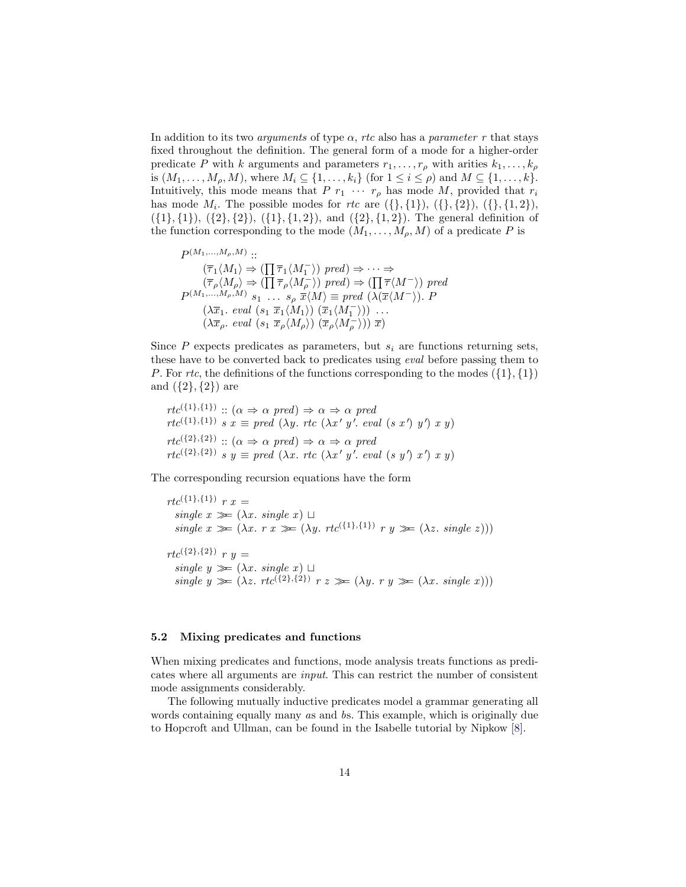In addition to its two *arguments* of type $\alpha$, *rtc* also has a *parameter* $r$ that stays fixed throughout the definition. The general form of a mode for a higher-order predicate $P$ with $k$ arguments and parameters $r_1, \ldots, r_\rho$ with arities $k_1, \ldots, k_\rho$ is $(M_1, \ldots, M_\rho, M)$, where $M_i \subseteq \{1, \ldots, k_i\}$ (for $1 \leq i \leq \rho$) and $M \subseteq \{1, \ldots, k\}$. Intuitively, this mode means that $P\ r_1\ \cdots\ r_\rho$ has mode $M$, provided that $r_i$ has mode $M_i$. The possible modes for *rtc* are $(\{\}, \{1\})$, $(\{\}, \{2\})$, $(\{\}, \{1, 2\})$, $(\{1\}, \{1\})$, $(\{2\}, \{2\})$, $(\{1\}, \{1, 2\})$, and $(\{2\}, \{1, 2\})$. The general definition of the function corresponding to the mode $(M_1, \ldots, M_\rho, M)$ of a predicate $P$ is

$$
\begin{array}{l}
P^{(M_1,\ldots,M_\rho,M)} :: \\
\quad (\overline{\tau}_1\langle M_1\rangle \Rightarrow (\prod \overline{\tau}_1\langle M_1^-\rangle)\ \mathit{pred}) \Rightarrow \cdots \Rightarrow \\
\quad (\overline{\tau}_\rho\langle M_\rho\rangle \Rightarrow (\prod \overline{\tau}_\rho\langle M_\rho^-\rangle)\ \mathit{pred}) \Rightarrow (\prod \overline{\tau}\langle M^-\rangle)\ \mathit{pred} \\
P^{(M_1,\ldots,M_\rho,M)}\ s_1\ \ldots\ s_\rho\ \overline{x}\langle M\rangle \equiv \mathit{pred}\ (\lambda(\overline{x}\langle M^-\rangle).\ P \\
\quad (\lambda \overline{x}_1.\ \mathit{eval}\ (s_1\ \overline{x}_1\langle M_1\rangle)\ (\overline{x}_1\langle M_1^-\rangle))\ \ldots \\
\quad (\lambda \overline{x}_\rho.\ \mathit{eval}\ (s_1\ \overline{x}_\rho\langle M_\rho\rangle)\ (\overline{x}_\rho\langle M_\rho^-\rangle))\ \overline{x})
\end{array}
$$

Since $P$ expects predicates as parameters, but $s_i$ are functions returning sets, these have to be converted back to predicates using *eval* before passing them to $P$. For *rtc*, the definitions of the functions corresponding to the modes $(\{1\}, \{1\})$ and $(\{2\}, \{2\})$ are

$$
\begin{array}{l}
\mathit{rtc}^{(\{1\},\{1\})} :: (\alpha \Rightarrow \alpha\ \mathit{pred}) \Rightarrow \alpha \Rightarrow \alpha\ \mathit{pred} \\
\mathit{rtc}^{(\{1\},\{1\})}\ s\ x \equiv \mathit{pred}\ (\lambda y.\ \mathit{rtc}\ (\lambda x'\ y'.\ \mathit{eval}\ (s\ x')\ y')\ x\ y) \\[1ex]
\mathit{rtc}^{(\{2\},\{2\})} :: (\alpha \Rightarrow \alpha\ \mathit{pred}) \Rightarrow \alpha \Rightarrow \alpha\ \mathit{pred} \\
\mathit{rtc}^{(\{2\},\{2\})}\ s\ y \equiv \mathit{pred}\ (\lambda x.\ \mathit{rtc}\ (\lambda x'\ y'.\ \mathit{eval}\ (s\ y')\ x')\ x\ y)
\end{array}
$$

The corresponding recursion equations have the form

$$
\begin{array}{l}
\mathit{rtc}^{(\{1\},\{1\})}\ r\ x = \\
\quad \mathit{single}\ x \ggg= (\lambda x.\ \mathit{single}\ x) \sqcup \\
\quad \mathit{single}\ x \ggg= (\lambda x.\ r\ x \ggg= (\lambda y.\ \mathit{rtc}^{(\{1\},\{1\})}\ r\ y \ggg= (\lambda z.\ \mathit{single}\ z))) \\[2ex]
\mathit{rtc}^{(\{2\},\{2\})}\ r\ y = \\
\quad \mathit{single}\ y \ggg= (\lambda x.\ \mathit{single}\ x) \sqcup \\
\quad \mathit{single}\ y \ggg= (\lambda z.\ \mathit{rtc}^{(\{2\},\{2\})}\ r\ z \ggg= (\lambda y.\ r\ y \ggg= (\lambda x.\ \mathit{single}\ x)))
\end{array}
$$

### 5.2 Mixing predicates and functions

When mixing predicates and functions, mode analysis treats functions as predicates where all arguments are *input*. This can restrict the number of consistent mode assignments considerably.

The following mutually inductive predicates model a grammar generating all words containing equally many *a*s and *b*s. This example, which is originally due to Hopcroft and Ullman, can be found in the Isabelle tutorial by Nipkow [8].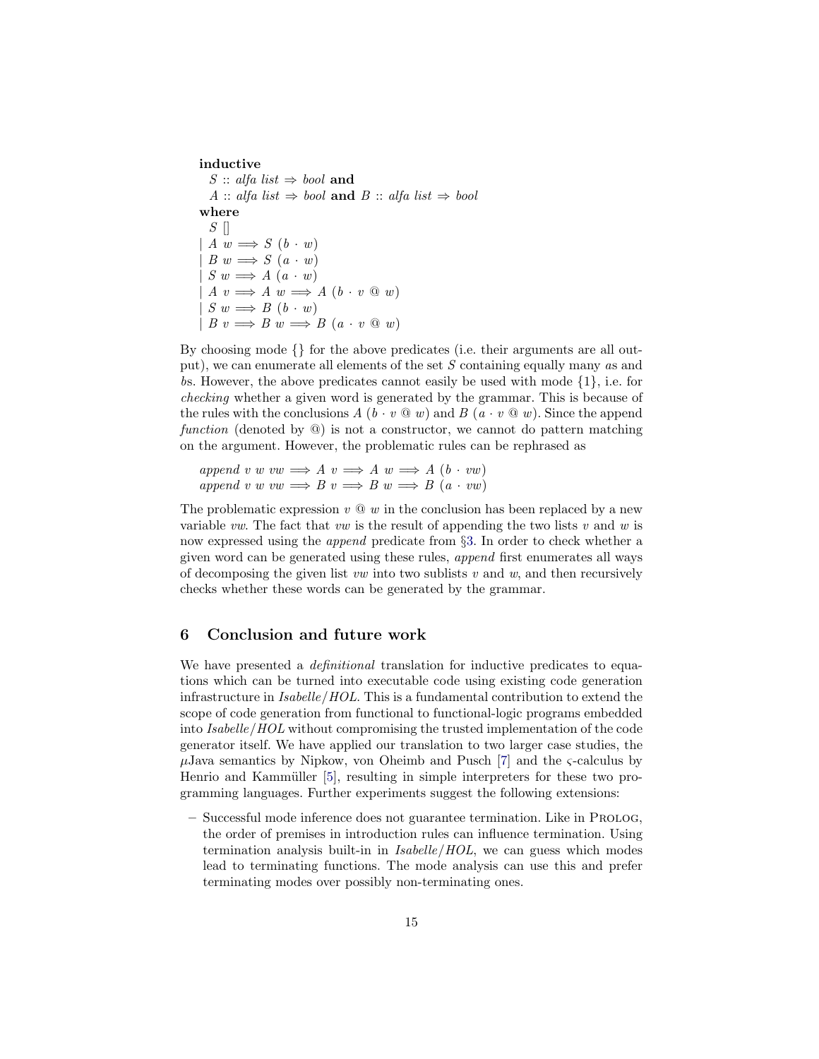**inductive**
  $S$ :: *alfa list* $\Rightarrow$ *bool* **and**
  $A$ :: *alfa list* $\Rightarrow$ *bool* **and** $B$ :: *alfa list* $\Rightarrow$ *bool*
**where**
  $S$ $[]$
| $A\ w \Longrightarrow S\ (b \cdot w)$
| $B\ w \Longrightarrow S\ (a \cdot w)$
| $S\ w \Longrightarrow A\ (a \cdot w)$
| $A\ v \Longrightarrow A\ w \Longrightarrow A\ (b \cdot v\ @\ w)$
| $S\ w \Longrightarrow B\ (b \cdot w)$
| $B\ v \Longrightarrow B\ w \Longrightarrow B\ (a \cdot v\ @\ w)$

By choosing mode $\{\}$ for the above predicates (i.e. their arguments are all output), we can enumerate all elements of the set $S$ containing equally many $a$s and $b$s. However, the above predicates cannot easily be used with mode $\{1\}$, i.e. for *checking* whether a given word is generated by the grammar. This is because of the rules with the conclusions $A\ (b \cdot v\ @\ w)$ and $B\ (a \cdot v\ @\ w)$. Since the append *function* (denoted by @) is not a constructor, we cannot do pattern matching on the argument. However, the problematic rules can be rephrased as

$$\mathit{append}\ v\ w\ vw \Longrightarrow A\ v \Longrightarrow A\ w \Longrightarrow A\ (b \cdot vw)$$
$$\mathit{append}\ v\ w\ vw \Longrightarrow B\ v \Longrightarrow B\ w \Longrightarrow B\ (a \cdot vw)$$

The problematic expression $v\ @\ w$ in the conclusion has been replaced by a new variable $vw$. The fact that $vw$ is the result of appending the two lists $v$ and $w$ is now expressed using the *append* predicate from §3. In order to check whether a given word can be generated using these rules, *append* first enumerates all ways of decomposing the given list $vw$ into two sublists $v$ and $w$, and then recursively checks whether these words can be generated by the grammar.

## 6 Conclusion and future work

We have presented a *definitional* translation for inductive predicates to equations which can be turned into executable code using existing code generation infrastructure in *Isabelle/HOL*. This is a fundamental contribution to extend the scope of code generation from functional to functional-logic programs embedded into *Isabelle/HOL* without compromising the trusted implementation of the code generator itself. We have applied our translation to two larger case studies, the $\mu$Java semantics by Nipkow, von Oheimb and Pusch [7] and the $\varsigma$-calculus by Henrio and Kammüller [5], resulting in simple interpreters for these two programming languages. Further experiments suggest the following extensions:

- Successful mode inference does not guarantee termination. Like in Prolog, the order of premises in introduction rules can influence termination. Using termination analysis built-in in *Isabelle/HOL*, we can guess which modes lead to terminating functions. The mode analysis can use this and prefer terminating modes over possibly non-terminating ones.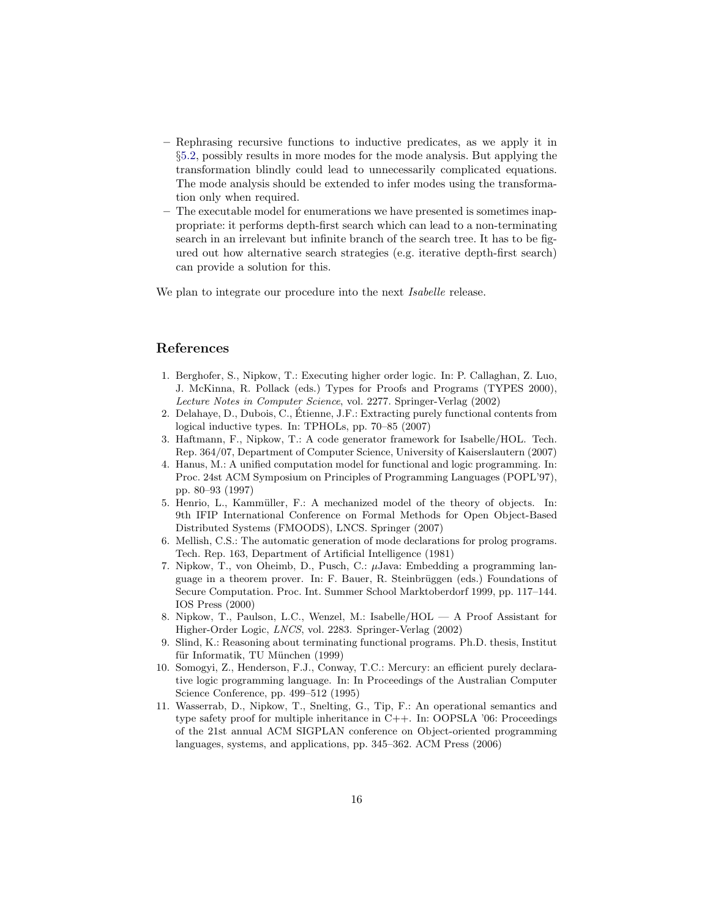- Rephrasing recursive functions to inductive predicates, as we apply it in §5.2, possibly results in more modes for the mode analysis. But applying the transformation blindly could lead to unnecessarily complicated equations. The mode analysis should be extended to infer modes using the transformation only when required.
- The executable model for enumerations we have presented is sometimes inappropriate: it performs depth-first search which can lead to a non-terminating search in an irrelevant but infinite branch of the search tree. It has to be figured out how alternative search strategies (e.g. iterative depth-first search) can provide a solution for this.

We plan to integrate our procedure into the next *Isabelle* release.

## References

1. Berghofer, S., Nipkow, T.: Executing higher order logic. In: P. Callaghan, Z. Luo, J. McKinna, R. Pollack (eds.) Types for Proofs and Programs (TYPES 2000), *Lecture Notes in Computer Science*, vol. 2277. Springer-Verlag (2002)
2. Delahaye, D., Dubois, C., Étienne, J.F.: Extracting purely functional contents from logical inductive types. In: TPHOLs, pp. 70–85 (2007)
3. Haftmann, F., Nipkow, T.: A code generator framework for Isabelle/HOL. Tech. Rep. 364/07, Department of Computer Science, University of Kaiserslautern (2007)
4. Hanus, M.: A unified computation model for functional and logic programming. In: Proc. 24st ACM Symposium on Principles of Programming Languages (POPL'97), pp. 80–93 (1997)
5. Henrio, L., Kammüller, F.: A mechanized model of the theory of objects. In: 9th IFIP International Conference on Formal Methods for Open Object-Based Distributed Systems (FMOODS), LNCS. Springer (2007)
6. Mellish, C.S.: The automatic generation of mode declarations for prolog programs. Tech. Rep. 163, Department of Artificial Intelligence (1981)
7. Nipkow, T., von Oheimb, D., Pusch, C.: $\mu$Java: Embedding a programming language in a theorem prover. In: F. Bauer, R. Steinbrüggen (eds.) Foundations of Secure Computation. Proc. Int. Summer School Marktoberdorf 1999, pp. 117–144. IOS Press (2000)
8. Nipkow, T., Paulson, L.C., Wenzel, M.: Isabelle/HOL — A Proof Assistant for Higher-Order Logic, *LNCS*, vol. 2283. Springer-Verlag (2002)
9. Slind, K.: Reasoning about terminating functional programs. Ph.D. thesis, Institut für Informatik, TU München (1999)
10. Somogyi, Z., Henderson, F.J., Conway, T.C.: Mercury: an efficient purely declarative logic programming language. In: In Proceedings of the Australian Computer Science Conference, pp. 499–512 (1995)
11. Wasserrab, D., Nipkow, T., Snelting, G., Tip, F.: An operational semantics and type safety proof for multiple inheritance in C++. In: OOPSLA '06: Proceedings of the 21st annual ACM SIGPLAN conference on Object-oriented programming languages, systems, and applications, pp. 345–362. ACM Press (2006)